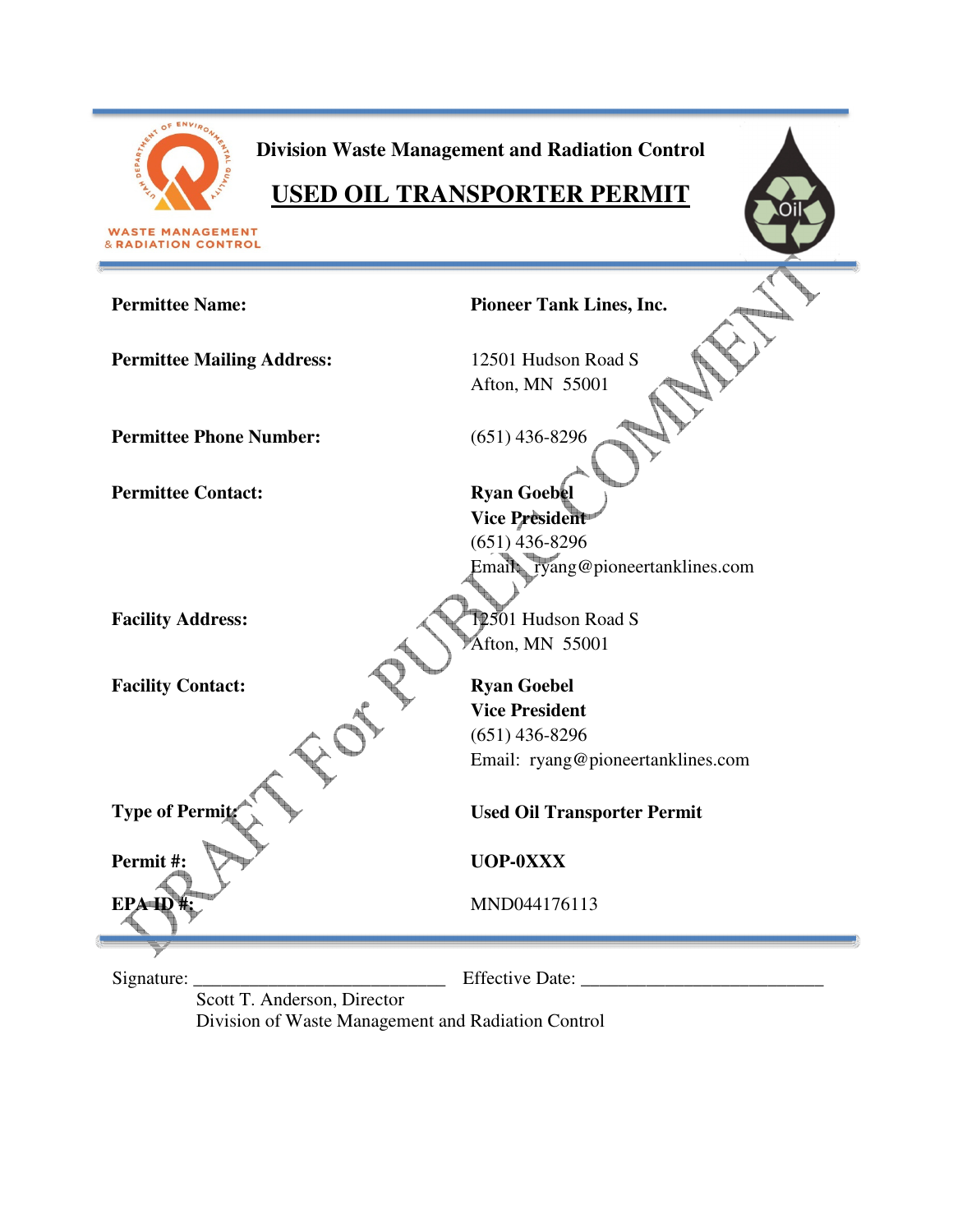WASTE MANAGEMENT & RADIATION CONTROL

**Division Waste Management and Radiation Control**

# USED OIL TRANSPORTER PERMIT

DRAFT For PUBLIC COMMENT

| | |
|---|---|
| **Permittee Name:** | **Pioneer Tank Lines, Inc.** |
| **Permittee Mailing Address:** | 12501 Hudson Road S<br>Afton, MN 55001 |
| **Permittee Phone Number:** | (651) 436-8296 |
| **Permittee Contact:** | **Ryan Goebel**<br>**Vice President**<br>(651) 436-8296<br>Email: ryang@pioneertanklines.com |
| **Facility Address:** | 12501 Hudson Road S<br>Afton, MN 55001 |
| **Facility Contact:** | **Ryan Goebel**<br>**Vice President**<br>(651) 436-8296<br>Email: ryang@pioneertanklines.com |
| **Type of Permit:** | **Used Oil Transporter Permit** |
| **Permit #:** | **UOP-0XXX** |
| **EPA ID #:** | MND044176113 |

Signature: ____________________________ Effective Date: __________________________

Scott T. Anderson, Director
Division of Waste Management and Radiation Control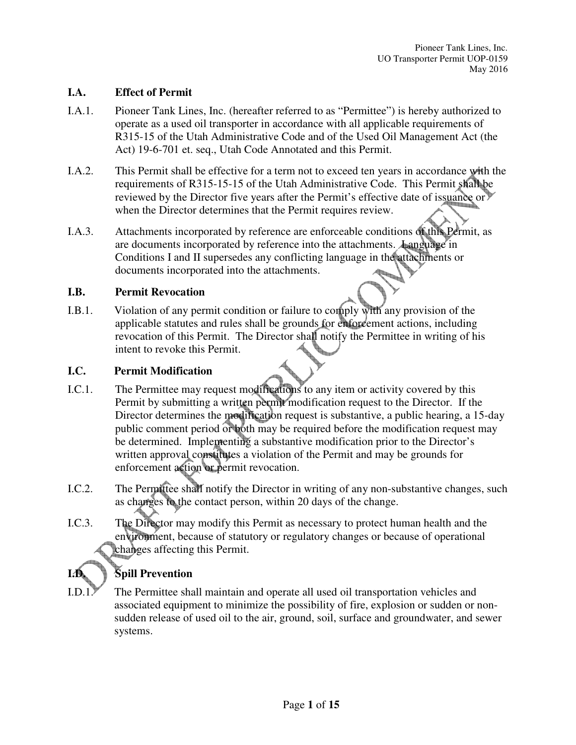### I.A. Effect of Permit

I.A.1. Pioneer Tank Lines, Inc. (hereafter referred to as "Permittee") is hereby authorized to operate as a used oil transporter in accordance with all applicable requirements of R315-15 of the Utah Administrative Code and of the Used Oil Management Act (the Act) 19-6-701 et. seq., Utah Code Annotated and this Permit.

I.A.2. This Permit shall be effective for a term not to exceed ten years in accordance with the requirements of R315-15-15 of the Utah Administrative Code. This Permit shall be reviewed by the Director five years after the Permit's effective date of issuance or when the Director determines that the Permit requires review.

I.A.3. Attachments incorporated by reference are enforceable conditions of this Permit, as are documents incorporated by reference into the attachments. Language in Conditions I and II supersedes any conflicting language in the attachments or documents incorporated into the attachments.

### I.B. Permit Revocation

I.B.1. Violation of any permit condition or failure to comply with any provision of the applicable statutes and rules shall be grounds for enforcement actions, including revocation of this Permit. The Director shall notify the Permittee in writing of his intent to revoke this Permit.

### I.C. Permit Modification

I.C.1. The Permittee may request modifications to any item or activity covered by this Permit by submitting a written permit modification request to the Director. If the Director determines the modification request is substantive, a public hearing, a 15-day public comment period or both may be required before the modification request may be determined. Implementing a substantive modification prior to the Director's written approval constitutes a violation of the Permit and may be grounds for enforcement action or permit revocation.

I.C.2. The Permittee shall notify the Director in writing of any non-substantive changes, such as changes to the contact person, within 20 days of the change.

I.C.3. The Director may modify this Permit as necessary to protect human health and the environment, because of statutory or regulatory changes or because of operational changes affecting this Permit.

### I.D. Spill Prevention

I.D.1. The Permittee shall maintain and operate all used oil transportation vehicles and associated equipment to minimize the possibility of fire, explosion or sudden or non-sudden release of used oil to the air, ground, soil, surface and groundwater, and sewer systems.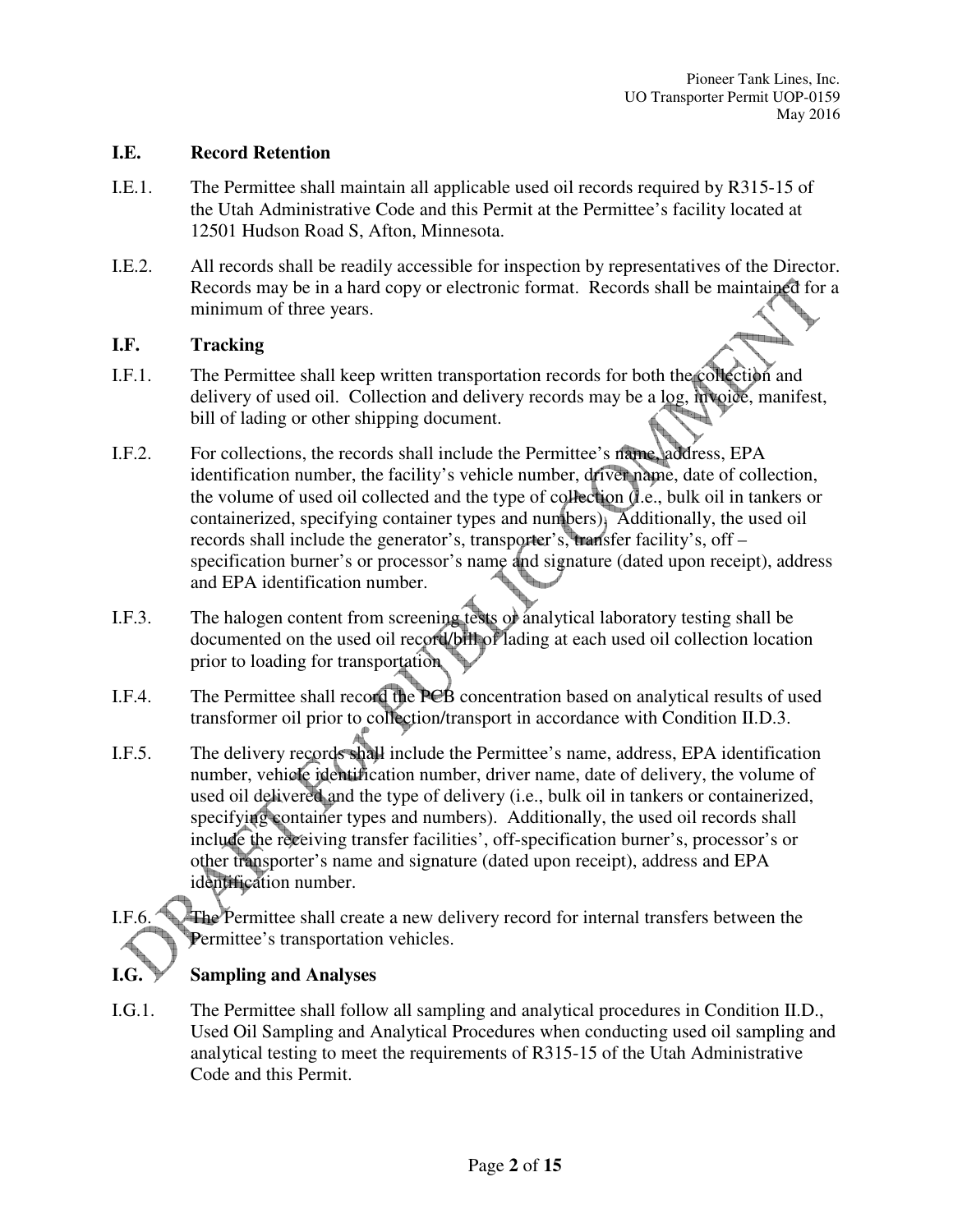## I.E. Record Retention

I.E.1. The Permittee shall maintain all applicable used oil records required by R315-15 of the Utah Administrative Code and this Permit at the Permittee's facility located at 12501 Hudson Road S, Afton, Minnesota.

I.E.2. All records shall be readily accessible for inspection by representatives of the Director. Records may be in a hard copy or electronic format. Records shall be maintained for a minimum of three years.

## I.F. Tracking

I.F.1. The Permittee shall keep written transportation records for both the collection and delivery of used oil. Collection and delivery records may be a log, invoice, manifest, bill of lading or other shipping document.

I.F.2. For collections, the records shall include the Permittee's name, address, EPA identification number, the facility's vehicle number, driver name, date of collection, the volume of used oil collected and the type of collection (i.e., bulk oil in tankers or containerized, specifying container types and numbers). Additionally, the used oil records shall include the generator's, transporter's, transfer facility's, off – specification burner's or processor's name and signature (dated upon receipt), address and EPA identification number.

I.F.3. The halogen content from screening tests or analytical laboratory testing shall be documented on the used oil record/bill of lading at each used oil collection location prior to loading for transportation

I.F.4. The Permittee shall record the PCB concentration based on analytical results of used transformer oil prior to collection/transport in accordance with Condition II.D.3.

I.F.5. The delivery records shall include the Permittee's name, address, EPA identification number, vehicle identification number, driver name, date of delivery, the volume of used oil delivered and the type of delivery (i.e., bulk oil in tankers or containerized, specifying container types and numbers). Additionally, the used oil records shall include the receiving transfer facilities', off-specification burner's, processor's or other transporter's name and signature (dated upon receipt), address and EPA identification number.

I.F.6. The Permittee shall create a new delivery record for internal transfers between the Permittee's transportation vehicles.

## I.G. Sampling and Analyses

I.G.1. The Permittee shall follow all sampling and analytical procedures in Condition II.D., Used Oil Sampling and Analytical Procedures when conducting used oil sampling and analytical testing to meet the requirements of R315-15 of the Utah Administrative Code and this Permit.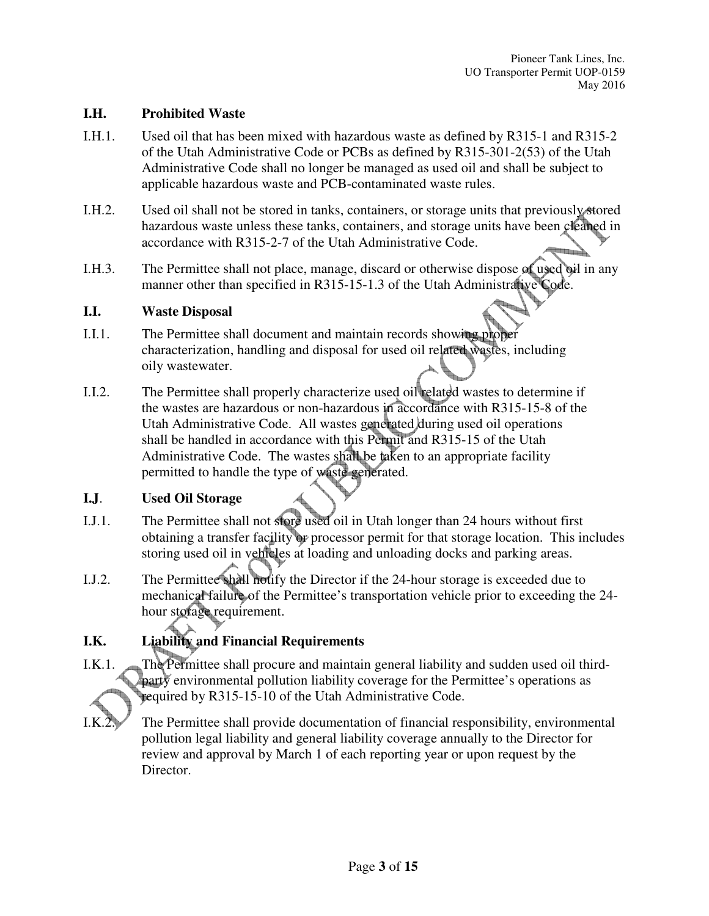### I.H. Prohibited Waste

I.H.1. Used oil that has been mixed with hazardous waste as defined by R315-1 and R315-2 of the Utah Administrative Code or PCBs as defined by R315-301-2(53) of the Utah Administrative Code shall no longer be managed as used oil and shall be subject to applicable hazardous waste and PCB-contaminated waste rules.

I.H.2. Used oil shall not be stored in tanks, containers, or storage units that previously stored hazardous waste unless these tanks, containers, and storage units have been cleaned in accordance with R315-2-7 of the Utah Administrative Code.

I.H.3. The Permittee shall not place, manage, discard or otherwise dispose of used oil in any manner other than specified in R315-15-1.3 of the Utah Administrative Code.

### I.I. Waste Disposal

I.I.1. The Permittee shall document and maintain records showing proper characterization, handling and disposal for used oil related wastes, including oily wastewater.

I.I.2. The Permittee shall properly characterize used oil related wastes to determine if the wastes are hazardous or non-hazardous in accordance with R315-15-8 of the Utah Administrative Code. All wastes generated during used oil operations shall be handled in accordance with this Permit and R315-15 of the Utah Administrative Code. The wastes shall be taken to an appropriate facility permitted to handle the type of waste generated.

### I.J. Used Oil Storage

I.J.1. The Permittee shall not store used oil in Utah longer than 24 hours without first obtaining a transfer facility or processor permit for that storage location. This includes storing used oil in vehicles at loading and unloading docks and parking areas.

I.J.2. The Permittee shall notify the Director if the 24-hour storage is exceeded due to mechanical failure of the Permittee's transportation vehicle prior to exceeding the 24-hour storage requirement.

### I.K. Liability and Financial Requirements

I.K.1. The Permittee shall procure and maintain general liability and sudden used oil third-party environmental pollution liability coverage for the Permittee's operations as required by R315-15-10 of the Utah Administrative Code.

I.K.2. The Permittee shall provide documentation of financial responsibility, environmental pollution legal liability and general liability coverage annually to the Director for review and approval by March 1 of each reporting year or upon request by the Director.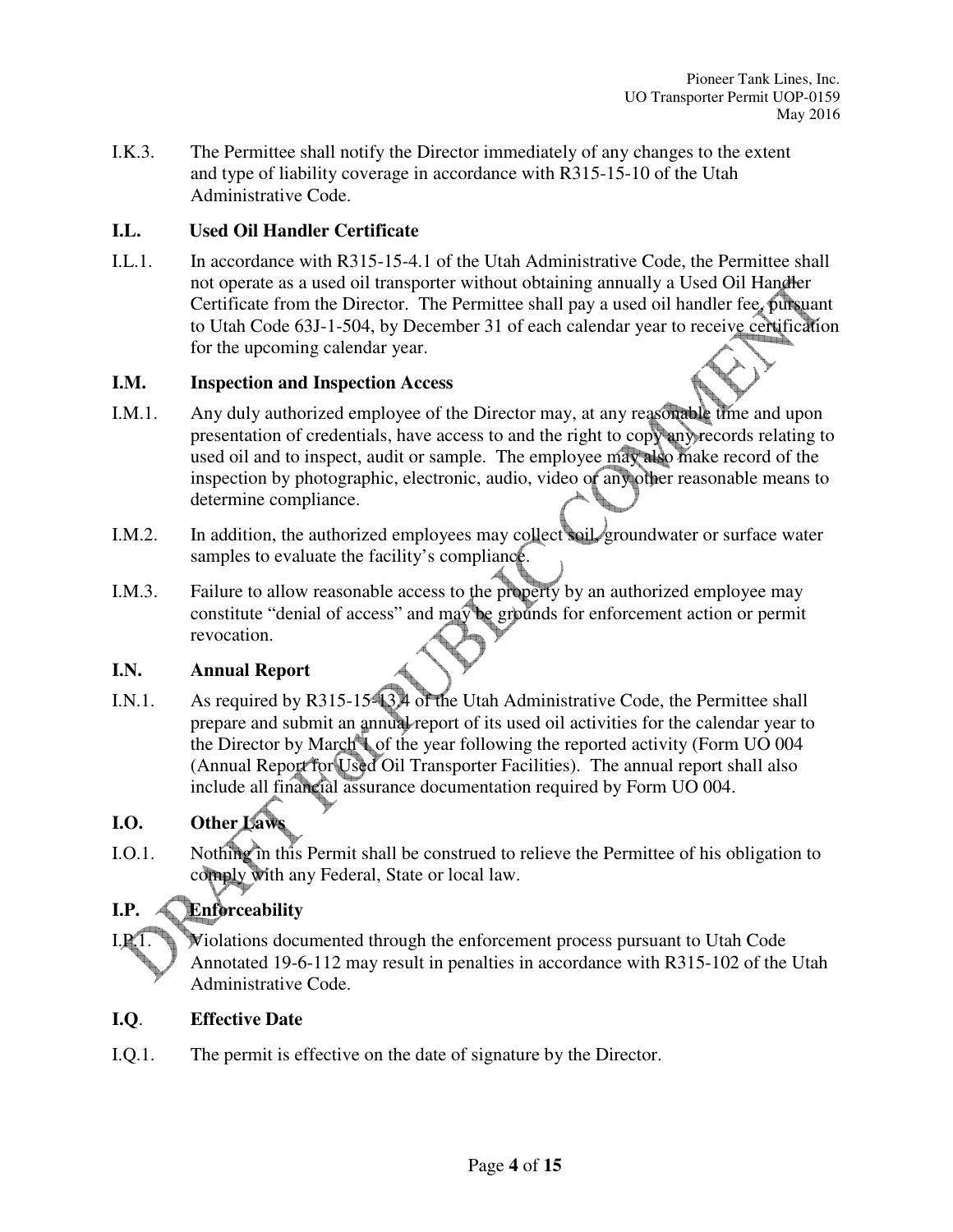I.K.3. The Permittee shall notify the Director immediately of any changes to the extent and type of liability coverage in accordance with R315-15-10 of the Utah Administrative Code.

## I.L. Used Oil Handler Certificate

I.L.1. In accordance with R315-15-4.1 of the Utah Administrative Code, the Permittee shall not operate as a used oil transporter without obtaining annually a Used Oil Handler Certificate from the Director. The Permittee shall pay a used oil handler fee, pursuant to Utah Code 63J-1-504, by December 31 of each calendar year to receive certification for the upcoming calendar year.

## I.M. Inspection and Inspection Access

I.M.1. Any duly authorized employee of the Director may, at any reasonable time and upon presentation of credentials, have access to and the right to copy any records relating to used oil and to inspect, audit or sample. The employee may also make record of the inspection by photographic, electronic, audio, video or any other reasonable means to determine compliance.

I.M.2. In addition, the authorized employees may collect soil, groundwater or surface water samples to evaluate the facility's compliance.

I.M.3. Failure to allow reasonable access to the property by an authorized employee may constitute "denial of access" and may be grounds for enforcement action or permit revocation.

## I.N. Annual Report

I.N.1. As required by R315-15-13.4 of the Utah Administrative Code, the Permittee shall prepare and submit an annual report of its used oil activities for the calendar year to the Director by March 1 of the year following the reported activity (Form UO 004 (Annual Report for Used Oil Transporter Facilities). The annual report shall also include all financial assurance documentation required by Form UO 004.

## I.O. Other Laws

I.O.1. Nothing in this Permit shall be construed to relieve the Permittee of his obligation to comply with any Federal, State or local law.

## I.P. Enforceability

I.P.1. Violations documented through the enforcement process pursuant to Utah Code Annotated 19-6-112 may result in penalties in accordance with R315-102 of the Utah Administrative Code.

## I.Q. Effective Date

I.Q.1. The permit is effective on the date of signature by the Director.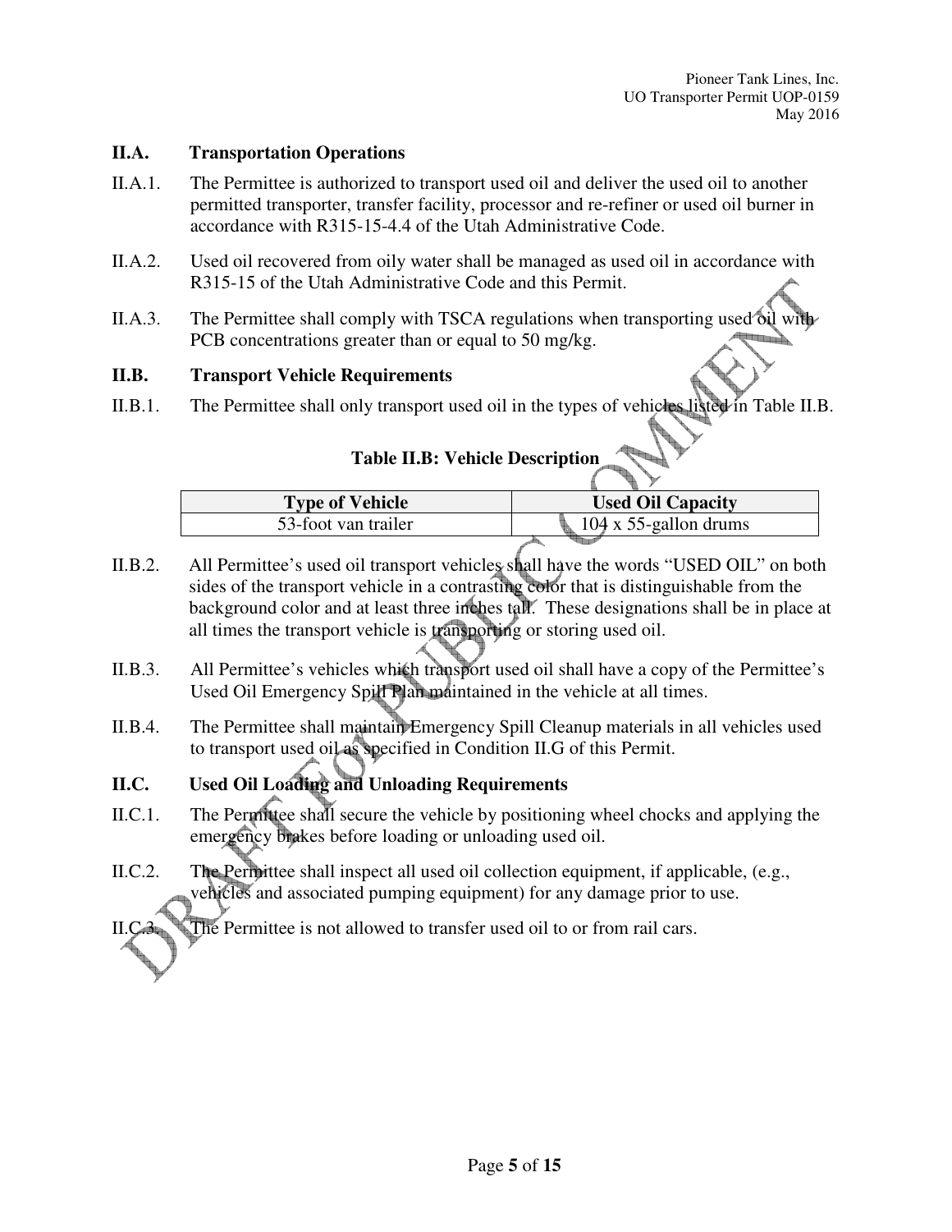## II.A. Transportation Operations

II.A.1. The Permittee is authorized to transport used oil and deliver the used oil to another permitted transporter, transfer facility, processor and re-refiner or used oil burner in accordance with R315-15-4.4 of the Utah Administrative Code.

II.A.2. Used oil recovered from oily water shall be managed as used oil in accordance with R315-15 of the Utah Administrative Code and this Permit.

II.A.3. The Permittee shall comply with TSCA regulations when transporting used oil with PCB concentrations greater than or equal to 50 mg/kg.

## II.B. Transport Vehicle Requirements

II.B.1. The Permittee shall only transport used oil in the types of vehicles listed in Table II.B.

**Table II.B: Vehicle Description**

| Type of Vehicle | Used Oil Capacity |
|---|---|
| 53-foot van trailer | 104 x 55-gallon drums |

II.B.2. All Permittee's used oil transport vehicles shall have the words "USED OIL" on both sides of the transport vehicle in a contrasting color that is distinguishable from the background color and at least three inches tall. These designations shall be in place at all times the transport vehicle is transporting or storing used oil.

II.B.3. All Permittee's vehicles which transport used oil shall have a copy of the Permittee's Used Oil Emergency Spill Plan maintained in the vehicle at all times.

II.B.4. The Permittee shall maintain Emergency Spill Cleanup materials in all vehicles used to transport used oil as specified in Condition II.G of this Permit.

## II.C. Used Oil Loading and Unloading Requirements

II.C.1. The Permittee shall secure the vehicle by positioning wheel chocks and applying the emergency brakes before loading or unloading used oil.

II.C.2. The Permittee shall inspect all used oil collection equipment, if applicable, (e.g., vehicles and associated pumping equipment) for any damage prior to use.

II.C.3. The Permittee is not allowed to transfer used oil to or from rail cars.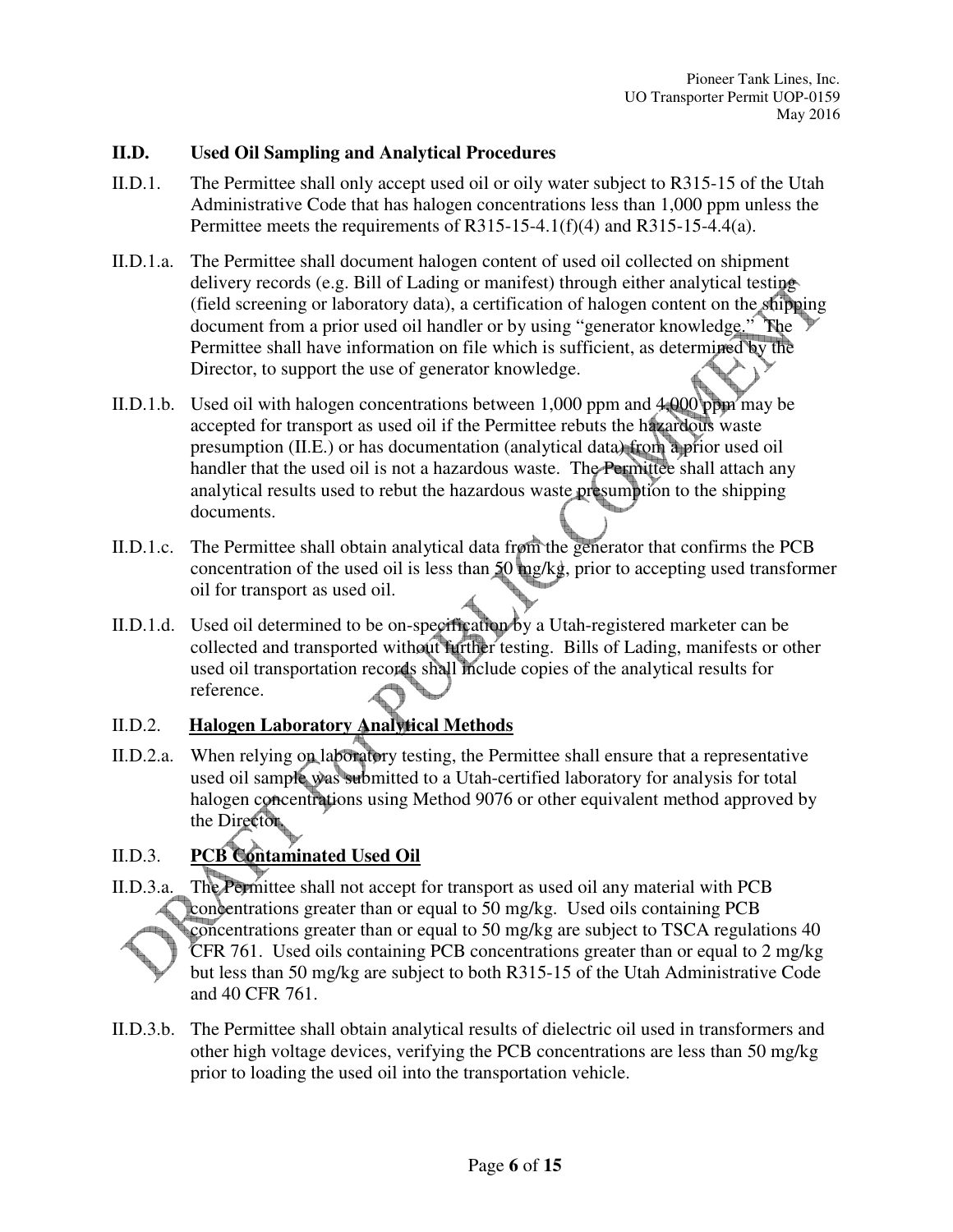## II.D. Used Oil Sampling and Analytical Procedures

II.D.1. The Permittee shall only accept used oil or oily water subject to R315-15 of the Utah Administrative Code that has halogen concentrations less than 1,000 ppm unless the Permittee meets the requirements of R315-15-4.1(f)(4) and R315-15-4.4(a).

II.D.1.a. The Permittee shall document halogen content of used oil collected on shipment delivery records (e.g. Bill of Lading or manifest) through either analytical testing (field screening or laboratory data), a certification of halogen content on the shipping document from a prior used oil handler or by using "generator knowledge." The Permittee shall have information on file which is sufficient, as determined by the Director, to support the use of generator knowledge.

II.D.1.b. Used oil with halogen concentrations between 1,000 ppm and 4,000 ppm may be accepted for transport as used oil if the Permittee rebuts the hazardous waste presumption (II.E.) or has documentation (analytical data) from a prior used oil handler that the used oil is not a hazardous waste. The Permittee shall attach any analytical results used to rebut the hazardous waste presumption to the shipping documents.

II.D.1.c. The Permittee shall obtain analytical data from the generator that confirms the PCB concentration of the used oil is less than 50 mg/kg, prior to accepting used transformer oil for transport as used oil.

II.D.1.d. Used oil determined to be on-specification by a Utah-registered marketer can be collected and transported without further testing. Bills of Lading, manifests or other used oil transportation records shall include copies of the analytical results for reference.

II.D.2. **Halogen Laboratory Analytical Methods**

II.D.2.a. When relying on laboratory testing, the Permittee shall ensure that a representative used oil sample was submitted to a Utah-certified laboratory for analysis for total halogen concentrations using Method 9076 or other equivalent method approved by the Director.

II.D.3. **PCB Contaminated Used Oil**

II.D.3.a. The Permittee shall not accept for transport as used oil any material with PCB concentrations greater than or equal to 50 mg/kg. Used oils containing PCB concentrations greater than or equal to 50 mg/kg are subject to TSCA regulations 40 CFR 761. Used oils containing PCB concentrations greater than or equal to 2 mg/kg but less than 50 mg/kg are subject to both R315-15 of the Utah Administrative Code and 40 CFR 761.

II.D.3.b. The Permittee shall obtain analytical results of dielectric oil used in transformers and other high voltage devices, verifying the PCB concentrations are less than 50 mg/kg prior to loading the used oil into the transportation vehicle.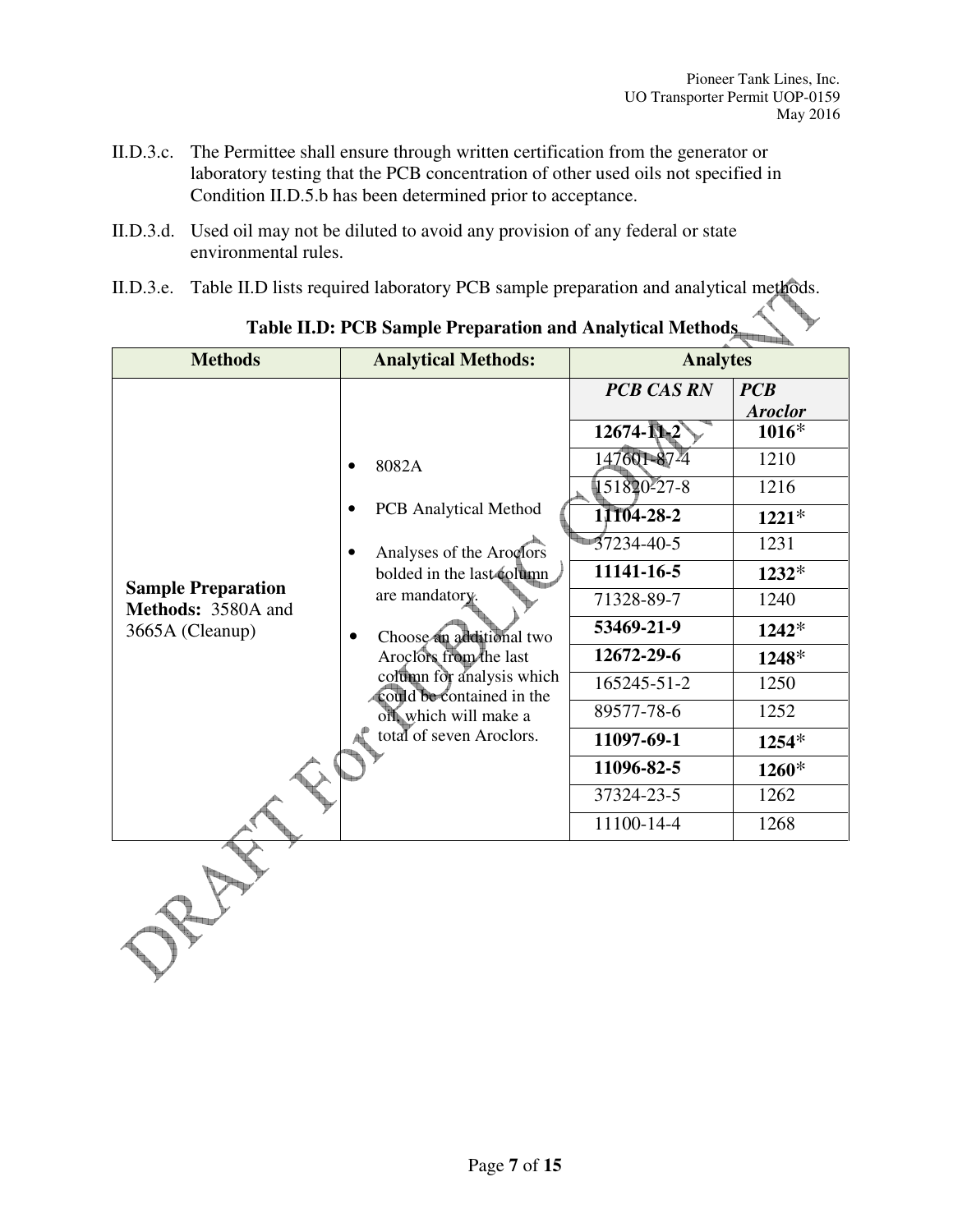II.D.3.c. The Permittee shall ensure through written certification from the generator or laboratory testing that the PCB concentration of other used oils not specified in Condition II.D.5.b has been determined prior to acceptance.

II.D.3.d. Used oil may not be diluted to avoid any provision of any federal or state environmental rules.

II.D.3.e. Table II.D lists required laboratory PCB sample preparation and analytical methods.

**Table II.D: PCB Sample Preparation and Analytical Methods**

| Methods | Analytical Methods: | Analytes | |
|---|---|---|---|
| | | ***PCB CAS RN*** | ***PCB Aroclor*** |
| **Sample Preparation Methods:** 3580A and 3665A (Cleanup) | • 8082A<br>• PCB Analytical Method<br>• Analyses of the Aroclors bolded in the last column are mandatory.<br>• Choose an additional two Aroclors from the last column for analysis which could be contained in the oil, which will make a total of seven Aroclors. | **12674-11-2** | **1016***|
| | | 147601-87-4 | 1210 |
| | | 151820-27-8 | 1216 |
| | | **11104-28-2** | **1221*** |
| | | 37234-40-5 | 1231 |
| | | **11141-16-5** | **1232*** |
| | | 71328-89-7 | 1240 |
| | | **53469-21-9** | **1242*** |
| | | **12672-29-6** | **1248*** |
| | | 165245-51-2 | 1250 |
| | | 89577-78-6 | 1252 |
| | | **11097-69-1** | **1254*** |
| | | **11096-82-5** | **1260*** |
| | | 37324-23-5 | 1262 |
| | | 11100-14-4 | 1268 |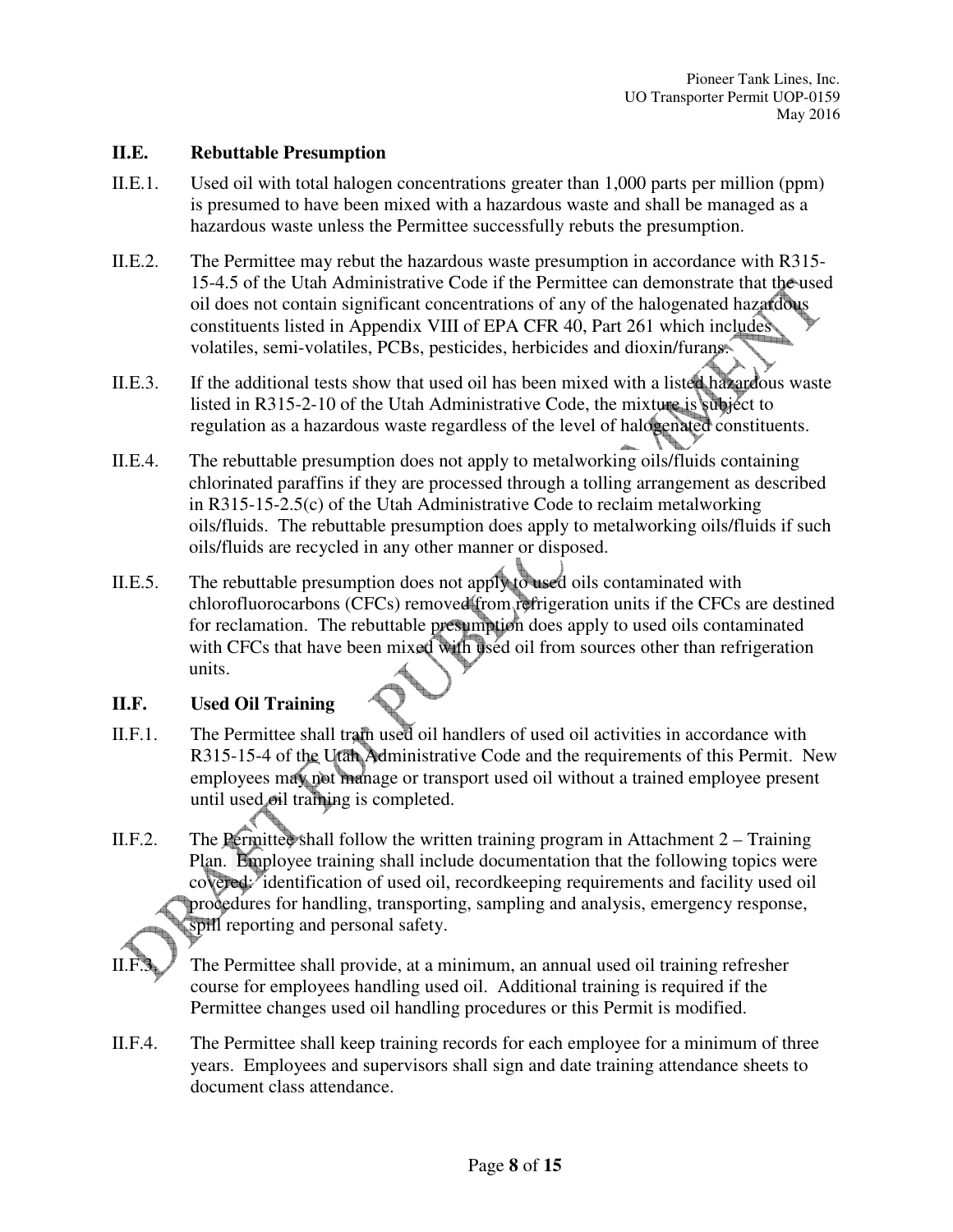## II.E. Rebuttable Presumption

II.E.1. Used oil with total halogen concentrations greater than 1,000 parts per million (ppm) is presumed to have been mixed with a hazardous waste and shall be managed as a hazardous waste unless the Permittee successfully rebuts the presumption.

II.E.2. The Permittee may rebut the hazardous waste presumption in accordance with R315-15-4.5 of the Utah Administrative Code if the Permittee can demonstrate that the used oil does not contain significant concentrations of any of the halogenated hazardous constituents listed in Appendix VIII of EPA CFR 40, Part 261 which includes volatiles, semi-volatiles, PCBs, pesticides, herbicides and dioxin/furans.

II.E.3. If the additional tests show that used oil has been mixed with a listed hazardous waste listed in R315-2-10 of the Utah Administrative Code, the mixture is subject to regulation as a hazardous waste regardless of the level of halogenated constituents.

II.E.4. The rebuttable presumption does not apply to metalworking oils/fluids containing chlorinated paraffins if they are processed through a tolling arrangement as described in R315-15-2.5(c) of the Utah Administrative Code to reclaim metalworking oils/fluids. The rebuttable presumption does apply to metalworking oils/fluids if such oils/fluids are recycled in any other manner or disposed.

II.E.5. The rebuttable presumption does not apply to used oils contaminated with chlorofluorocarbons (CFCs) removed from refrigeration units if the CFCs are destined for reclamation. The rebuttable presumption does apply to used oils contaminated with CFCs that have been mixed with used oil from sources other than refrigeration units.

## II.F. Used Oil Training

II.F.1. The Permittee shall train used oil handlers of used oil activities in accordance with R315-15-4 of the Utah Administrative Code and the requirements of this Permit. New employees may not manage or transport used oil without a trained employee present until used oil training is completed.

II.F.2. The Permittee shall follow the written training program in Attachment 2 – Training Plan. Employee training shall include documentation that the following topics were covered: identification of used oil, recordkeeping requirements and facility used oil procedures for handling, transporting, sampling and analysis, emergency response, spill reporting and personal safety.

II.F.3. The Permittee shall provide, at a minimum, an annual used oil training refresher course for employees handling used oil. Additional training is required if the Permittee changes used oil handling procedures or this Permit is modified.

II.F.4. The Permittee shall keep training records for each employee for a minimum of three years. Employees and supervisors shall sign and date training attendance sheets to document class attendance.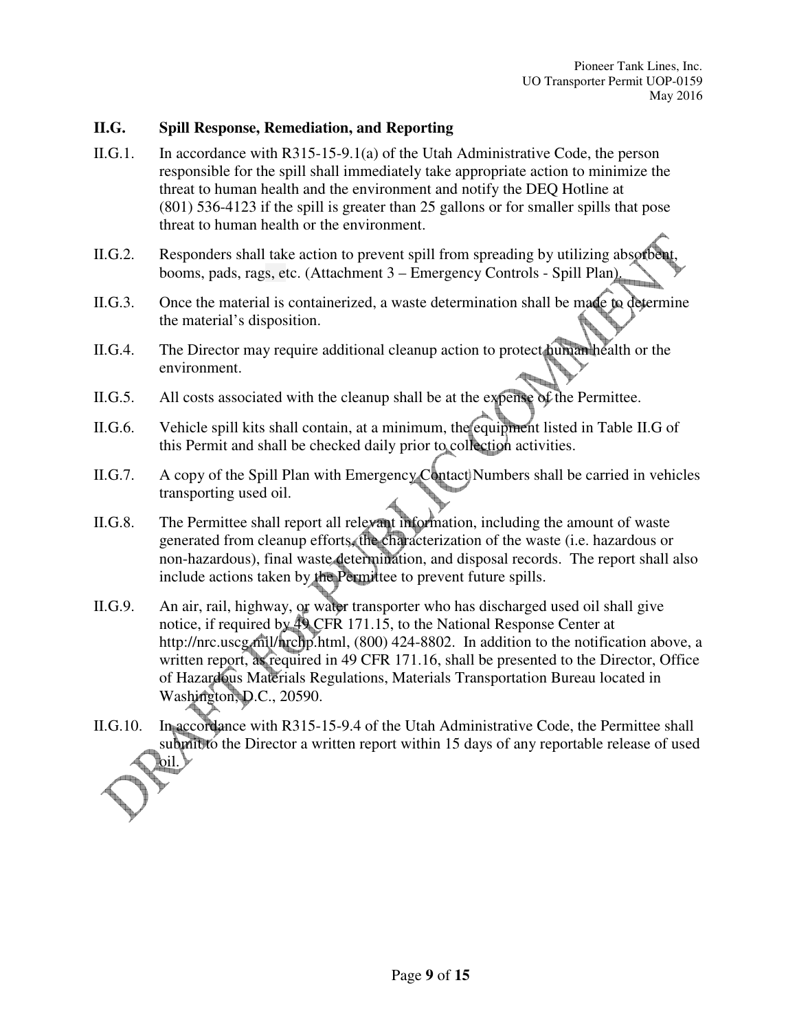## II.G. Spill Response, Remediation, and Reporting

II.G.1. In accordance with R315-15-9.1(a) of the Utah Administrative Code, the person responsible for the spill shall immediately take appropriate action to minimize the threat to human health and the environment and notify the DEQ Hotline at (801) 536-4123 if the spill is greater than 25 gallons or for smaller spills that pose threat to human health or the environment.

II.G.2. Responders shall take action to prevent spill from spreading by utilizing absorbent, booms, pads, rags, etc. (Attachment 3 – Emergency Controls - Spill Plan).

II.G.3. Once the material is containerized, a waste determination shall be made to determine the material's disposition.

II.G.4. The Director may require additional cleanup action to protect human health or the environment.

II.G.5. All costs associated with the cleanup shall be at the expense of the Permittee.

II.G.6. Vehicle spill kits shall contain, at a minimum, the equipment listed in Table II.G of this Permit and shall be checked daily prior to collection activities.

II.G.7. A copy of the Spill Plan with Emergency Contact Numbers shall be carried in vehicles transporting used oil.

II.G.8. The Permittee shall report all relevant information, including the amount of waste generated from cleanup efforts, the characterization of the waste (i.e. hazardous or non-hazardous), final waste determination, and disposal records. The report shall also include actions taken by the Permittee to prevent future spills.

II.G.9. An air, rail, highway, or water transporter who has discharged used oil shall give notice, if required by 49 CFR 171.15, to the National Response Center at http://nrc.uscg.mil/nrchp.html, (800) 424-8802. In addition to the notification above, a written report, as required in 49 CFR 171.16, shall be presented to the Director, Office of Hazardous Materials Regulations, Materials Transportation Bureau located in Washington, D.C., 20590.

II.G.10. In accordance with R315-15-9.4 of the Utah Administrative Code, the Permittee shall submit to the Director a written report within 15 days of any reportable release of used oil.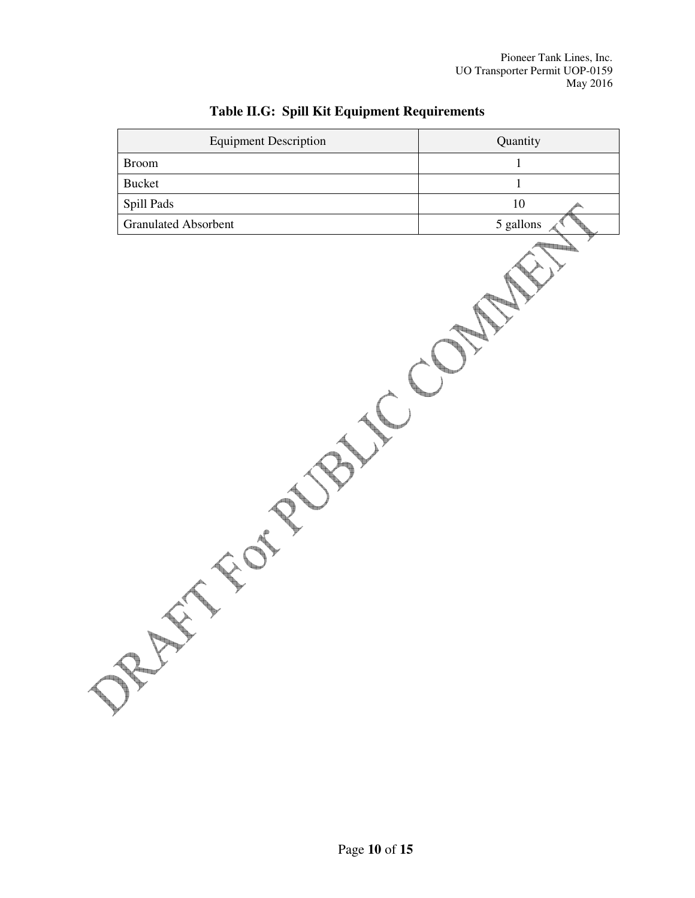**Table II.G: Spill Kit Equipment Requirements**

| Equipment Description | Quantity |
|---|---|
| Broom | 1 |
| Bucket | 1 |
| Spill Pads | 10 |
| Granulated Absorbent | 5 gallons |

DRAFT For PUBLIC COMMENT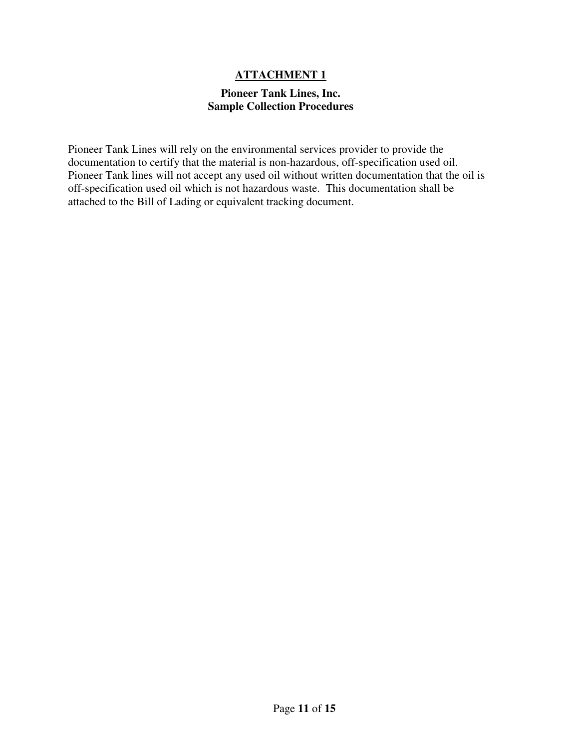## ATTACHMENT 1

**Pioneer Tank Lines, Inc.**
**Sample Collection Procedures**

Pioneer Tank Lines will rely on the environmental services provider to provide the documentation to certify that the material is non-hazardous, off-specification used oil. Pioneer Tank lines will not accept any used oil without written documentation that the oil is off-specification used oil which is not hazardous waste. This documentation shall be attached to the Bill of Lading or equivalent tracking document.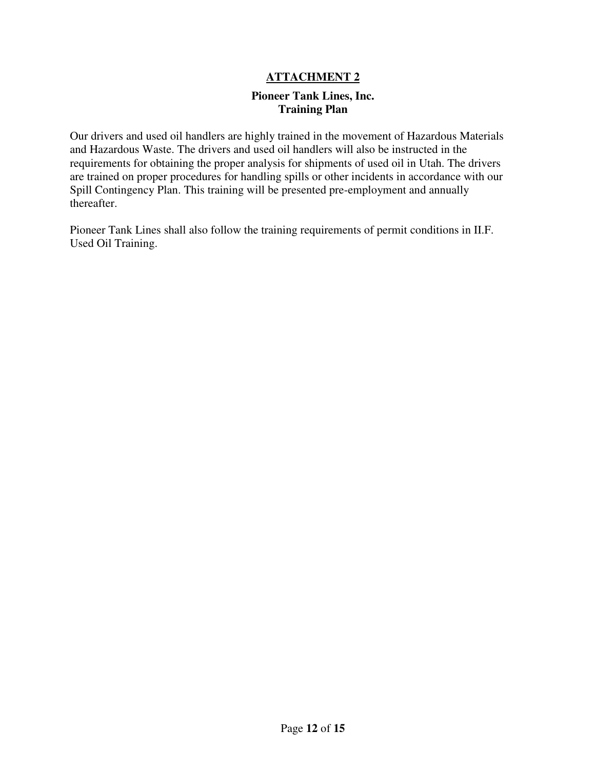## ATTACHMENT 2

### Pioneer Tank Lines, Inc.
### Training Plan

Our drivers and used oil handlers are highly trained in the movement of Hazardous Materials and Hazardous Waste. The drivers and used oil handlers will also be instructed in the requirements for obtaining the proper analysis for shipments of used oil in Utah. The drivers are trained on proper procedures for handling spills or other incidents in accordance with our Spill Contingency Plan. This training will be presented pre-employment and annually thereafter.

Pioneer Tank Lines shall also follow the training requirements of permit conditions in II.F. Used Oil Training.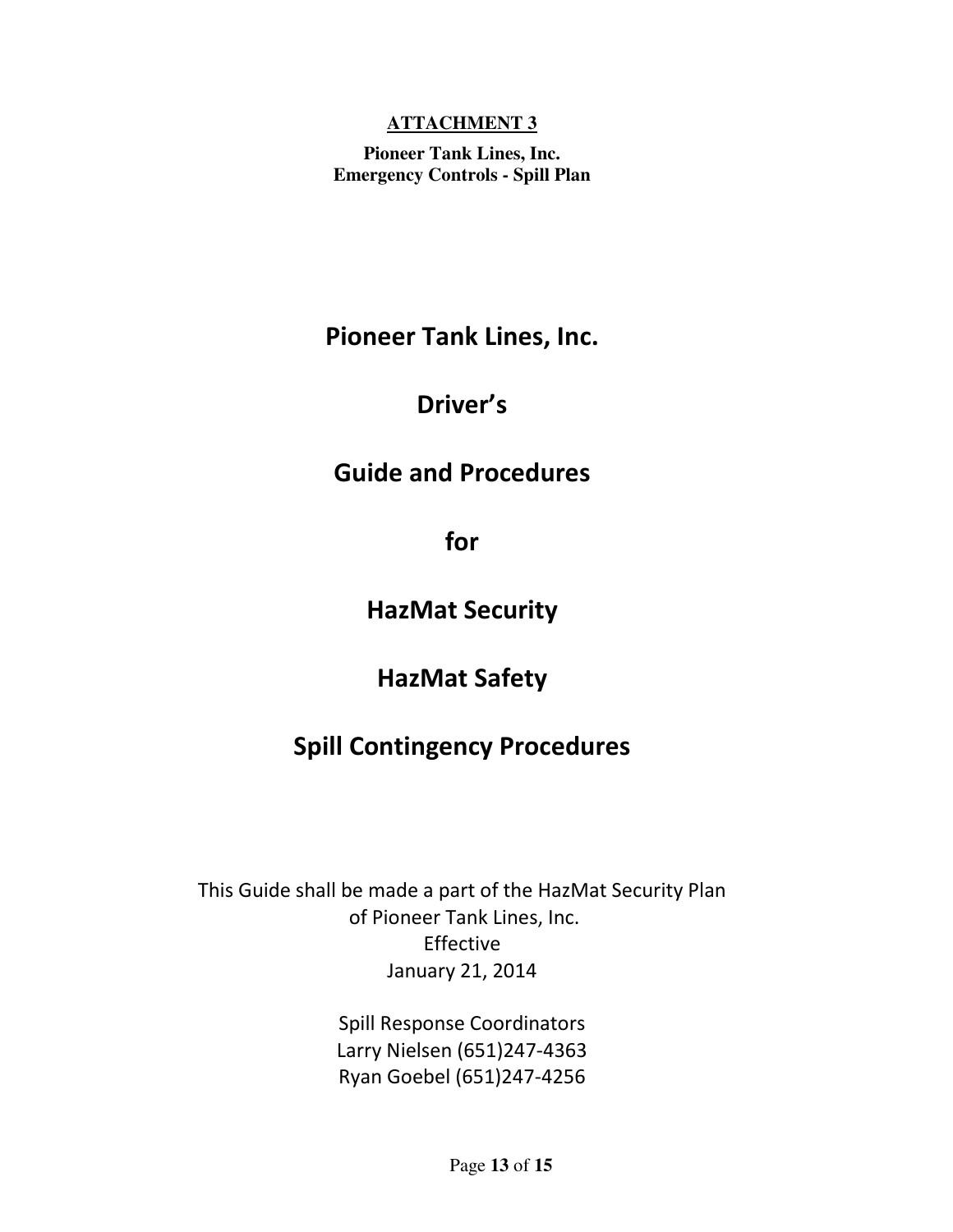**ATTACHMENT 3**

**Pioneer Tank Lines, Inc.**
**Emergency Controls - Spill Plan**

# Pioneer Tank Lines, Inc.

# Driver's

# Guide and Procedures

# for

# HazMat Security

# HazMat Safety

# Spill Contingency Procedures

This Guide shall be made a part of the HazMat Security Plan
of Pioneer Tank Lines, Inc.
Effective
January 21, 2014

Spill Response Coordinators
Larry Nielsen (651)247-4363
Ryan Goebel (651)247-4256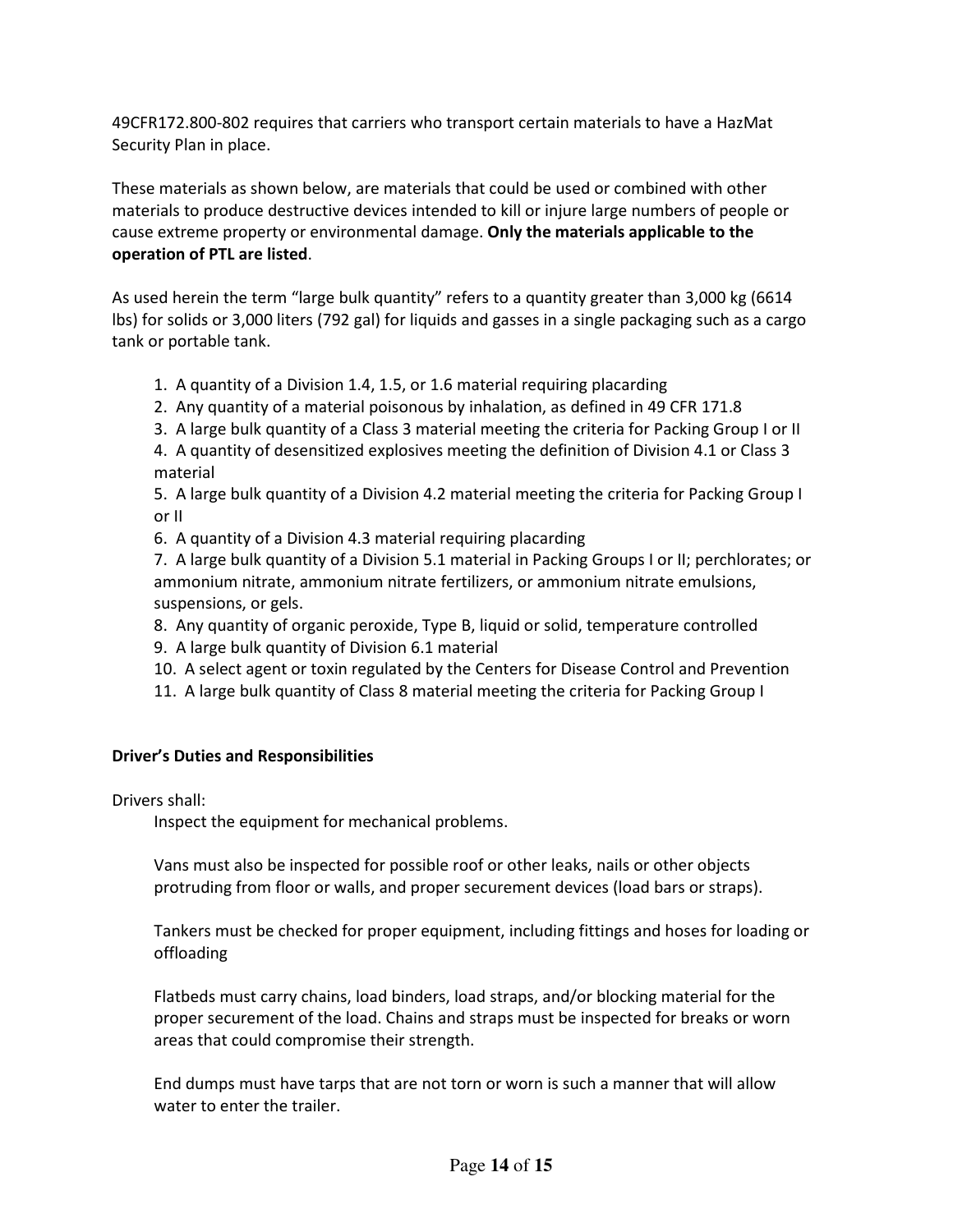49CFR172.800-802 requires that carriers who transport certain materials to have a HazMat Security Plan in place.

These materials as shown below, are materials that could be used or combined with other materials to produce destructive devices intended to kill or injure large numbers of people or cause extreme property or environmental damage. **Only the materials applicable to the operation of PTL are listed**.

As used herein the term “large bulk quantity” refers to a quantity greater than 3,000 kg (6614 lbs) for solids or 3,000 liters (792 gal) for liquids and gasses in a single packaging such as a cargo tank or portable tank.

1. A quantity of a Division 1.4, 1.5, or 1.6 material requiring placarding
2. Any quantity of a material poisonous by inhalation, as defined in 49 CFR 171.8
3. A large bulk quantity of a Class 3 material meeting the criteria for Packing Group I or II
4. A quantity of desensitized explosives meeting the definition of Division 4.1 or Class 3 material
5. A large bulk quantity of a Division 4.2 material meeting the criteria for Packing Group I or II
6. A quantity of a Division 4.3 material requiring placarding
7. A large bulk quantity of a Division 5.1 material in Packing Groups I or II; perchlorates; or ammonium nitrate, ammonium nitrate fertilizers, or ammonium nitrate emulsions, suspensions, or gels.
8. Any quantity of organic peroxide, Type B, liquid or solid, temperature controlled
9. A large bulk quantity of Division 6.1 material
10. A select agent or toxin regulated by the Centers for Disease Control and Prevention
11. A large bulk quantity of Class 8 material meeting the criteria for Packing Group I

**Driver’s Duties and Responsibilities**

Drivers shall:

Inspect the equipment for mechanical problems.

Vans must also be inspected for possible roof or other leaks, nails or other objects protruding from floor or walls, and proper securement devices (load bars or straps).

Tankers must be checked for proper equipment, including fittings and hoses for loading or offloading

Flatbeds must carry chains, load binders, load straps, and/or blocking material for the proper securement of the load. Chains and straps must be inspected for breaks or worn areas that could compromise their strength.

End dumps must have tarps that are not torn or worn is such a manner that will allow water to enter the trailer.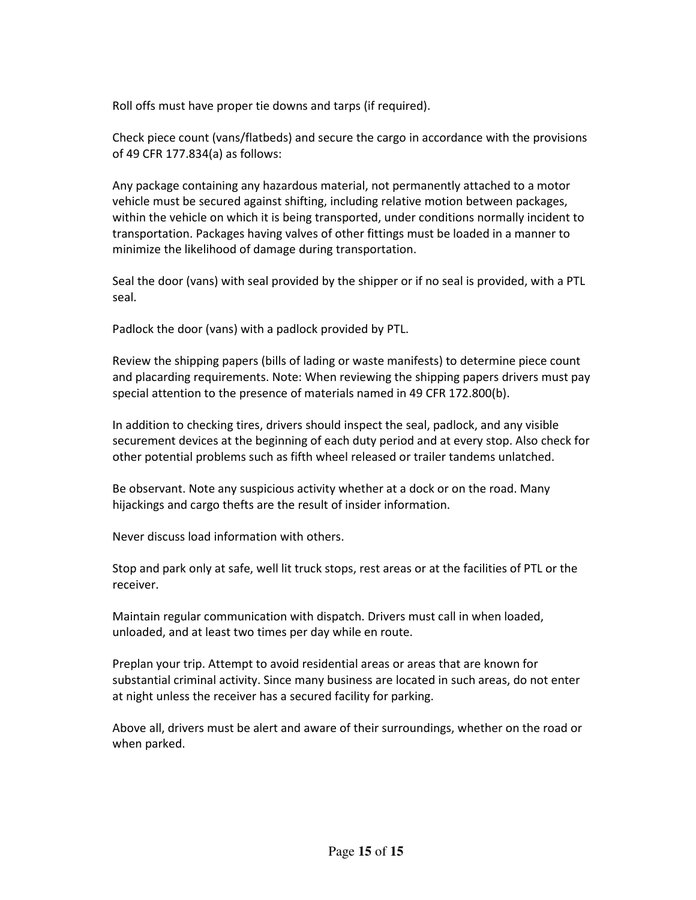Roll offs must have proper tie downs and tarps (if required).

Check piece count (vans/flatbeds) and secure the cargo in accordance with the provisions of 49 CFR 177.834(a) as follows:

Any package containing any hazardous material, not permanently attached to a motor vehicle must be secured against shifting, including relative motion between packages, within the vehicle on which it is being transported, under conditions normally incident to transportation. Packages having valves of other fittings must be loaded in a manner to minimize the likelihood of damage during transportation.

Seal the door (vans) with seal provided by the shipper or if no seal is provided, with a PTL seal.

Padlock the door (vans) with a padlock provided by PTL.

Review the shipping papers (bills of lading or waste manifests) to determine piece count and placarding requirements. Note: When reviewing the shipping papers drivers must pay special attention to the presence of materials named in 49 CFR 172.800(b).

In addition to checking tires, drivers should inspect the seal, padlock, and any visible securement devices at the beginning of each duty period and at every stop. Also check for other potential problems such as fifth wheel released or trailer tandems unlatched.

Be observant. Note any suspicious activity whether at a dock or on the road. Many hijackings and cargo thefts are the result of insider information.

Never discuss load information with others.

Stop and park only at safe, well lit truck stops, rest areas or at the facilities of PTL or the receiver.

Maintain regular communication with dispatch. Drivers must call in when loaded, unloaded, and at least two times per day while en route.

Preplan your trip. Attempt to avoid residential areas or areas that are known for substantial criminal activity. Since many business are located in such areas, do not enter at night unless the receiver has a secured facility for parking.

Above all, drivers must be alert and aware of their surroundings, whether on the road or when parked.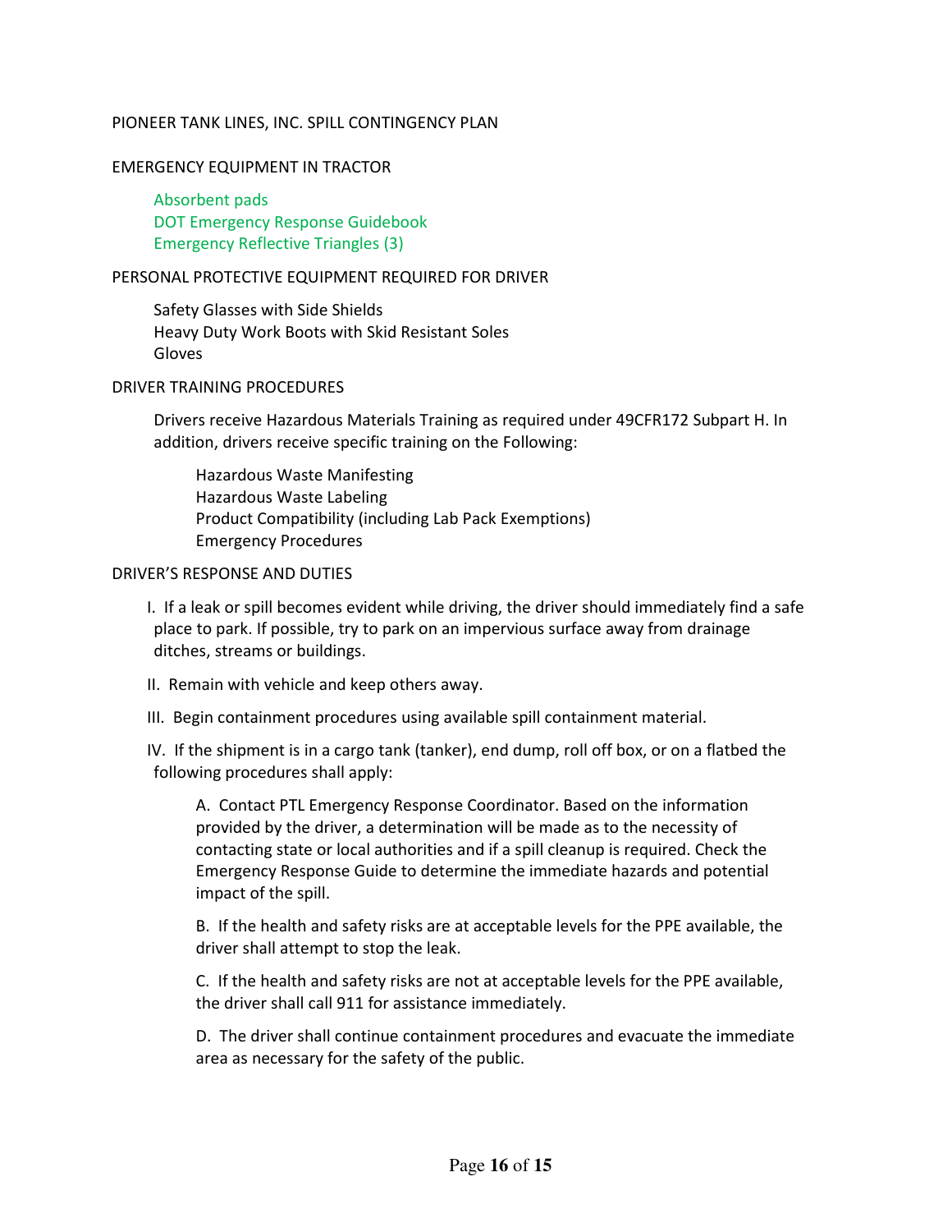PIONEER TANK LINES, INC. SPILL CONTINGENCY PLAN

EMERGENCY EQUIPMENT IN TRACTOR

- Absorbent pads
- DOT Emergency Response Guidebook
- Emergency Reflective Triangles (3)

PERSONAL PROTECTIVE EQUIPMENT REQUIRED FOR DRIVER

- Safety Glasses with Side Shields
- Heavy Duty Work Boots with Skid Resistant Soles
- Gloves

DRIVER TRAINING PROCEDURES

Drivers receive Hazardous Materials Training as required under 49CFR172 Subpart H. In addition, drivers receive specific training on the Following:

- Hazardous Waste Manifesting
- Hazardous Waste Labeling
- Product Compatibility (including Lab Pack Exemptions)
- Emergency Procedures

DRIVER'S RESPONSE AND DUTIES

I. If a leak or spill becomes evident while driving, the driver should immediately find a safe place to park. If possible, try to park on an impervious surface away from drainage ditches, streams or buildings.

II. Remain with vehicle and keep others away.

III. Begin containment procedures using available spill containment material.

IV. If the shipment is in a cargo tank (tanker), end dump, roll off box, or on a flatbed the following procedures shall apply:

  A. Contact PTL Emergency Response Coordinator. Based on the information provided by the driver, a determination will be made as to the necessity of contacting state or local authorities and if a spill cleanup is required. Check the Emergency Response Guide to determine the immediate hazards and potential impact of the spill.

  B. If the health and safety risks are at acceptable levels for the PPE available, the driver shall attempt to stop the leak.

  C. If the health and safety risks are not at acceptable levels for the PPE available, the driver shall call 911 for assistance immediately.

  D. The driver shall continue containment procedures and evacuate the immediate area as necessary for the safety of the public.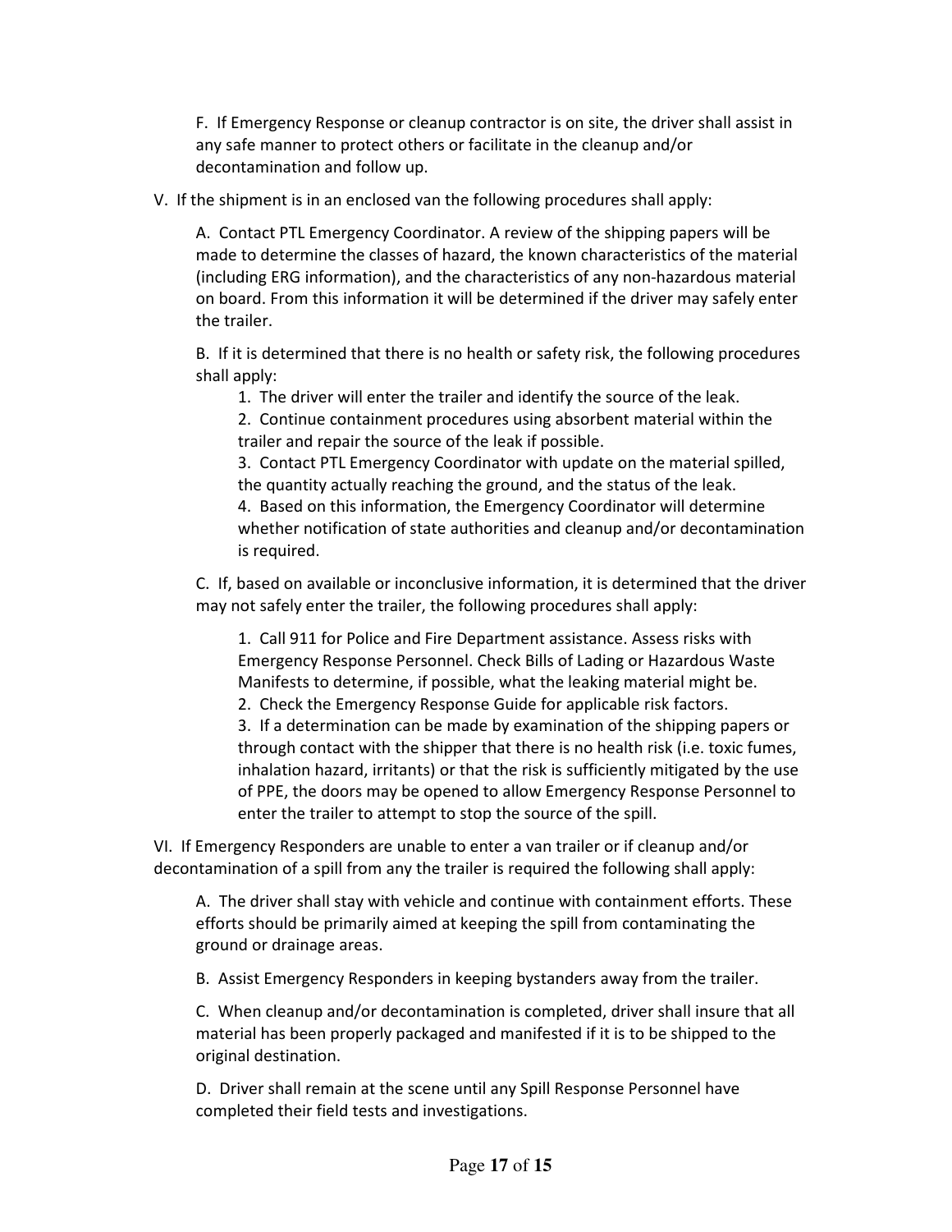F. If Emergency Response or cleanup contractor is on site, the driver shall assist in any safe manner to protect others or facilitate in the cleanup and/or decontamination and follow up.

V. If the shipment is in an enclosed van the following procedures shall apply:

A. Contact PTL Emergency Coordinator. A review of the shipping papers will be made to determine the classes of hazard, the known characteristics of the material (including ERG information), and the characteristics of any non-hazardous material on board. From this information it will be determined if the driver may safely enter the trailer.

B. If it is determined that there is no health or safety risk, the following procedures shall apply:

1. The driver will enter the trailer and identify the source of the leak.
2. Continue containment procedures using absorbent material within the trailer and repair the source of the leak if possible.
3. Contact PTL Emergency Coordinator with update on the material spilled, the quantity actually reaching the ground, and the status of the leak.
4. Based on this information, the Emergency Coordinator will determine whether notification of state authorities and cleanup and/or decontamination is required.

C. If, based on available or inconclusive information, it is determined that the driver may not safely enter the trailer, the following procedures shall apply:

1. Call 911 for Police and Fire Department assistance. Assess risks with Emergency Response Personnel. Check Bills of Lading or Hazardous Waste Manifests to determine, if possible, what the leaking material might be.
2. Check the Emergency Response Guide for applicable risk factors.
3. If a determination can be made by examination of the shipping papers or through contact with the shipper that there is no health risk (i.e. toxic fumes, inhalation hazard, irritants) or that the risk is sufficiently mitigated by the use of PPE, the doors may be opened to allow Emergency Response Personnel to enter the trailer to attempt to stop the source of the spill.

VI. If Emergency Responders are unable to enter a van trailer or if cleanup and/or decontamination of a spill from any the trailer is required the following shall apply:

A. The driver shall stay with vehicle and continue with containment efforts. These efforts should be primarily aimed at keeping the spill from contaminating the ground or drainage areas.

B. Assist Emergency Responders in keeping bystanders away from the trailer.

C. When cleanup and/or decontamination is completed, driver shall insure that all material has been properly packaged and manifested if it is to be shipped to the original destination.

D. Driver shall remain at the scene until any Spill Response Personnel have completed their field tests and investigations.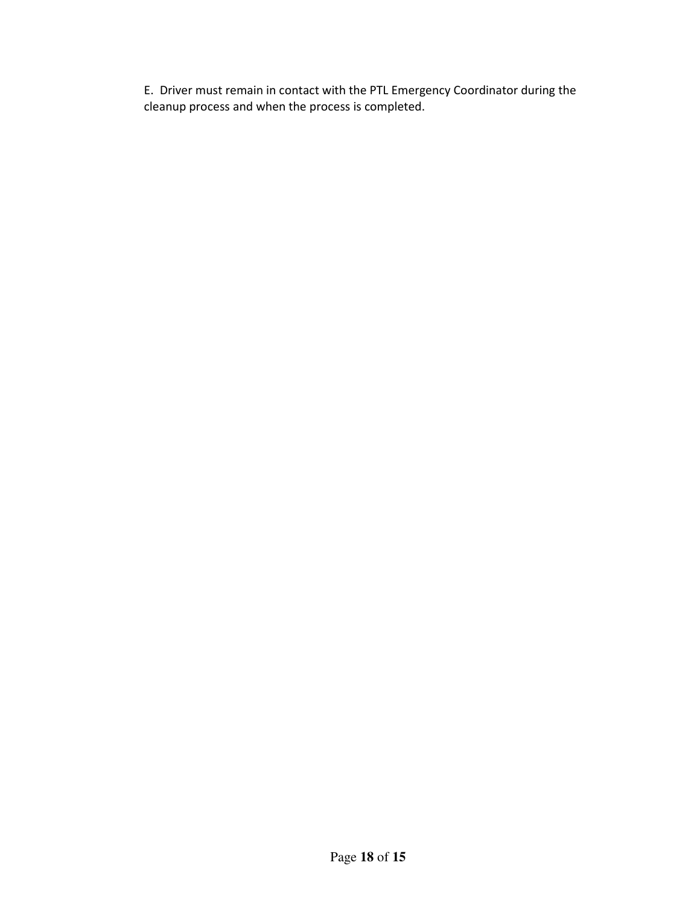E.  Driver must remain in contact with the PTL Emergency Coordinator during the cleanup process and when the process is completed.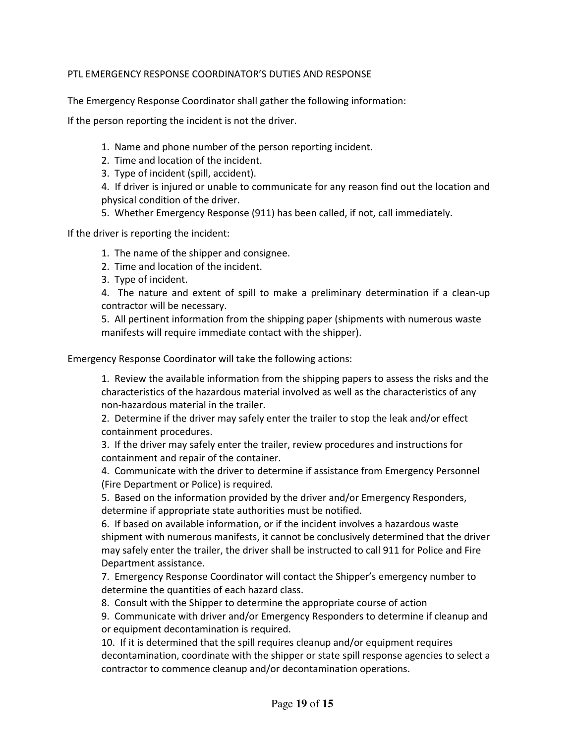## PTL EMERGENCY RESPONSE COORDINATOR'S DUTIES AND RESPONSE

The Emergency Response Coordinator shall gather the following information:

If the person reporting the incident is not the driver.

1. Name and phone number of the person reporting incident.
2. Time and location of the incident.
3. Type of incident (spill, accident).
4. If driver is injured or unable to communicate for any reason find out the location and physical condition of the driver.
5. Whether Emergency Response (911) has been called, if not, call immediately.

If the driver is reporting the incident:

1. The name of the shipper and consignee.
2. Time and location of the incident.
3. Type of incident.
4. The nature and extent of spill to make a preliminary determination if a clean-up contractor will be necessary.
5. All pertinent information from the shipping paper (shipments with numerous waste manifests will require immediate contact with the shipper).

Emergency Response Coordinator will take the following actions:

1. Review the available information from the shipping papers to assess the risks and the characteristics of the hazardous material involved as well as the characteristics of any non-hazardous material in the trailer.
2. Determine if the driver may safely enter the trailer to stop the leak and/or effect containment procedures.
3. If the driver may safely enter the trailer, review procedures and instructions for containment and repair of the container.
4. Communicate with the driver to determine if assistance from Emergency Personnel (Fire Department or Police) is required.
5. Based on the information provided by the driver and/or Emergency Responders, determine if appropriate state authorities must be notified.
6. If based on available information, or if the incident involves a hazardous waste shipment with numerous manifests, it cannot be conclusively determined that the driver may safely enter the trailer, the driver shall be instructed to call 911 for Police and Fire Department assistance.
7. Emergency Response Coordinator will contact the Shipper's emergency number to determine the quantities of each hazard class.
8. Consult with the Shipper to determine the appropriate course of action
9. Communicate with driver and/or Emergency Responders to determine if cleanup and or equipment decontamination is required.
10. If it is determined that the spill requires cleanup and/or equipment requires decontamination, coordinate with the shipper or state spill response agencies to select a contractor to commence cleanup and/or decontamination operations.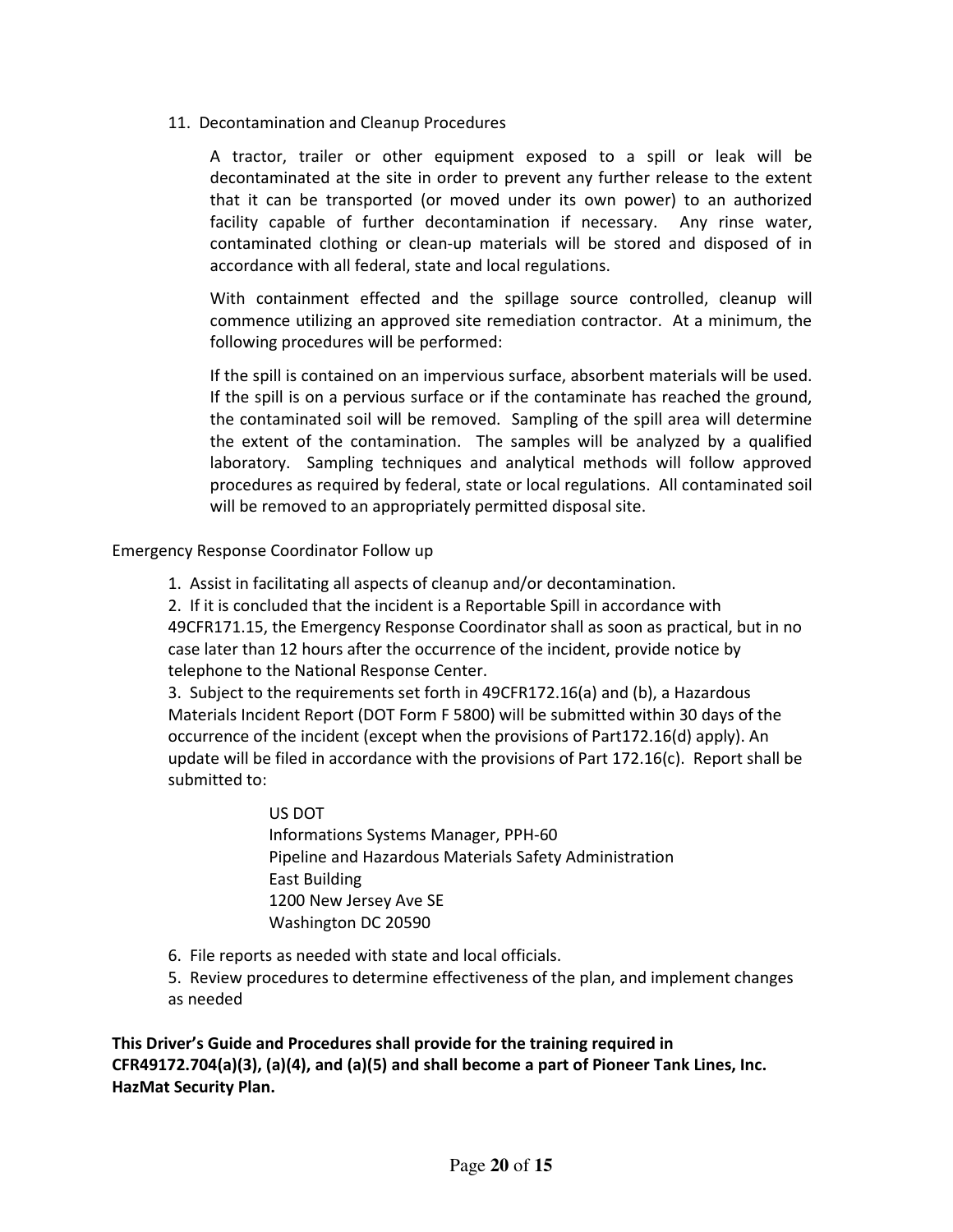11. Decontamination and Cleanup Procedures

   A tractor, trailer or other equipment exposed to a spill or leak will be decontaminated at the site in order to prevent any further release to the extent that it can be transported (or moved under its own power) to an authorized facility capable of further decontamination if necessary. Any rinse water, contaminated clothing or clean-up materials will be stored and disposed of in accordance with all federal, state and local regulations.

   With containment effected and the spillage source controlled, cleanup will commence utilizing an approved site remediation contractor. At a minimum, the following procedures will be performed:

   If the spill is contained on an impervious surface, absorbent materials will be used. If the spill is on a pervious surface or if the contaminate has reached the ground, the contaminated soil will be removed. Sampling of the spill area will determine the extent of the contamination. The samples will be analyzed by a qualified laboratory. Sampling techniques and analytical methods will follow approved procedures as required by federal, state or local regulations. All contaminated soil will be removed to an appropriately permitted disposal site.

Emergency Response Coordinator Follow up

1. Assist in facilitating all aspects of cleanup and/or decontamination.
2. If it is concluded that the incident is a Reportable Spill in accordance with 49CFR171.15, the Emergency Response Coordinator shall as soon as practical, but in no case later than 12 hours after the occurrence of the incident, provide notice by telephone to the National Response Center.
3. Subject to the requirements set forth in 49CFR172.16(a) and (b), a Hazardous Materials Incident Report (DOT Form F 5800) will be submitted within 30 days of the occurrence of the incident (except when the provisions of Part172.16(d) apply). An update will be filed in accordance with the provisions of Part 172.16(c). Report shall be submitted to:

   US DOT
   Informations Systems Manager, PPH-60
   Pipeline and Hazardous Materials Safety Administration
   East Building
   1200 New Jersey Ave SE
   Washington DC 20590

6. File reports as needed with state and local officials.
5. Review procedures to determine effectiveness of the plan, and implement changes as needed

**This Driver's Guide and Procedures shall provide for the training required in CFR49172.704(a)(3), (a)(4), and (a)(5) and shall become a part of Pioneer Tank Lines, Inc. HazMat Security Plan.**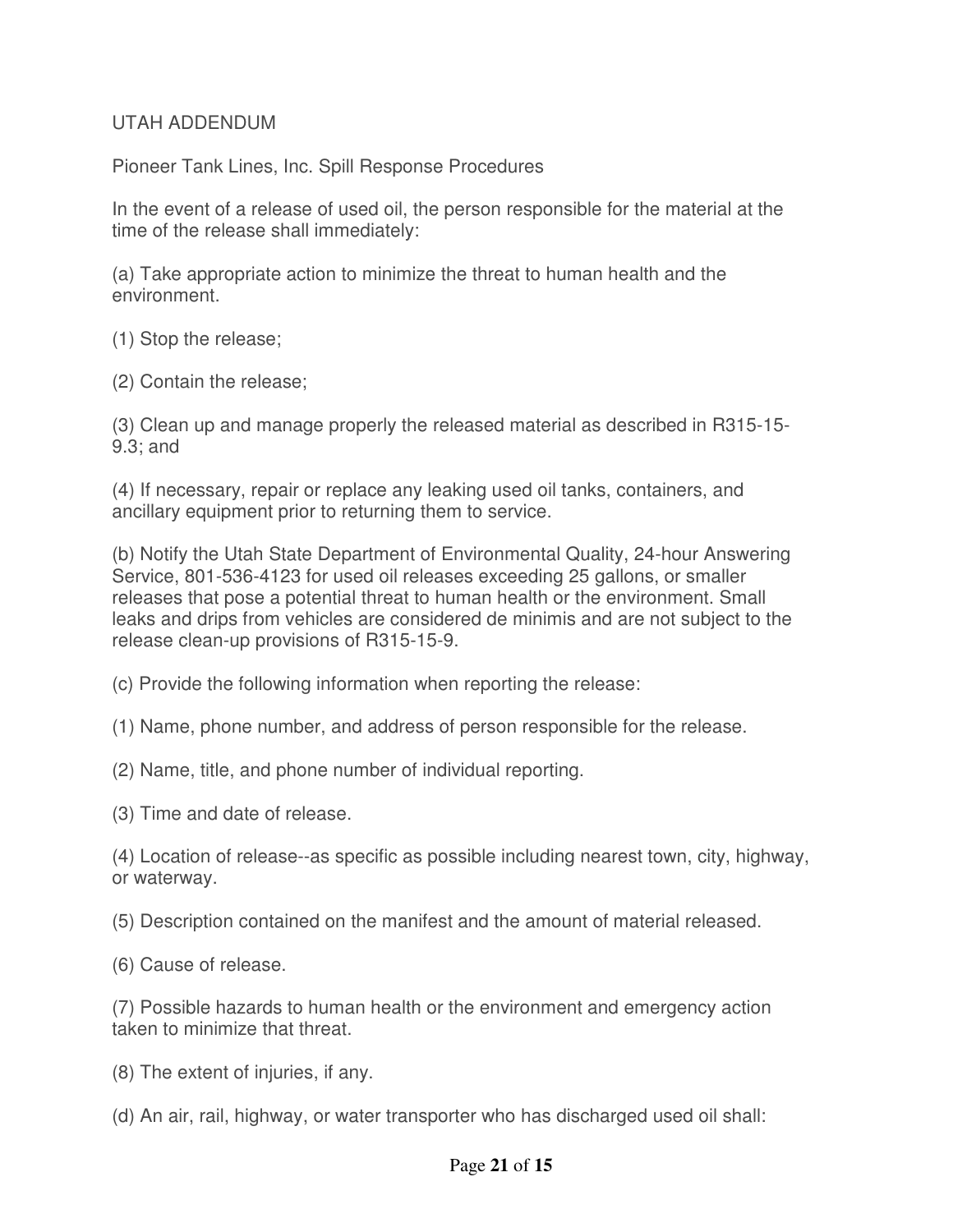UTAH ADDENDUM

Pioneer Tank Lines, Inc. Spill Response Procedures

In the event of a release of used oil, the person responsible for the material at the time of the release shall immediately:

(a) Take appropriate action to minimize the threat to human health and the environment.

(1) Stop the release;

(2) Contain the release;

(3) Clean up and manage properly the released material as described in R315-15-9.3; and

(4) If necessary, repair or replace any leaking used oil tanks, containers, and ancillary equipment prior to returning them to service.

(b) Notify the Utah State Department of Environmental Quality, 24-hour Answering Service, 801-536-4123 for used oil releases exceeding 25 gallons, or smaller releases that pose a potential threat to human health or the environment. Small leaks and drips from vehicles are considered de minimis and are not subject to the release clean-up provisions of R315-15-9.

(c) Provide the following information when reporting the release:

(1) Name, phone number, and address of person responsible for the release.

(2) Name, title, and phone number of individual reporting.

(3) Time and date of release.

(4) Location of release--as specific as possible including nearest town, city, highway, or waterway.

(5) Description contained on the manifest and the amount of material released.

(6) Cause of release.

(7) Possible hazards to human health or the environment and emergency action taken to minimize that threat.

(8) The extent of injuries, if any.

(d) An air, rail, highway, or water transporter who has discharged used oil shall: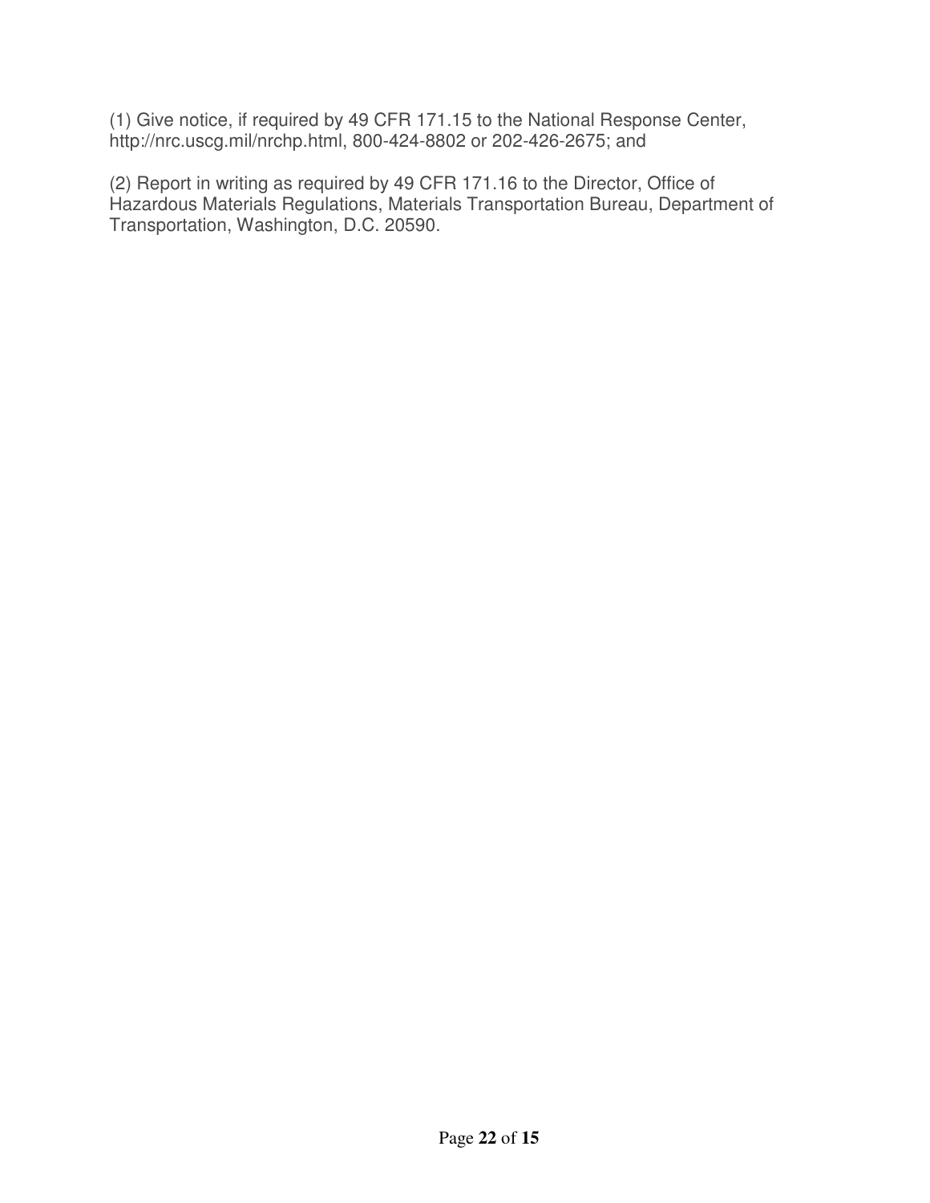(1) Give notice, if required by 49 CFR 171.15 to the National Response Center, http://nrc.uscg.mil/nrchp.html, 800-424-8802 or 202-426-2675; and

(2) Report in writing as required by 49 CFR 171.16 to the Director, Office of Hazardous Materials Regulations, Materials Transportation Bureau, Department of Transportation, Washington, D.C. 20590.